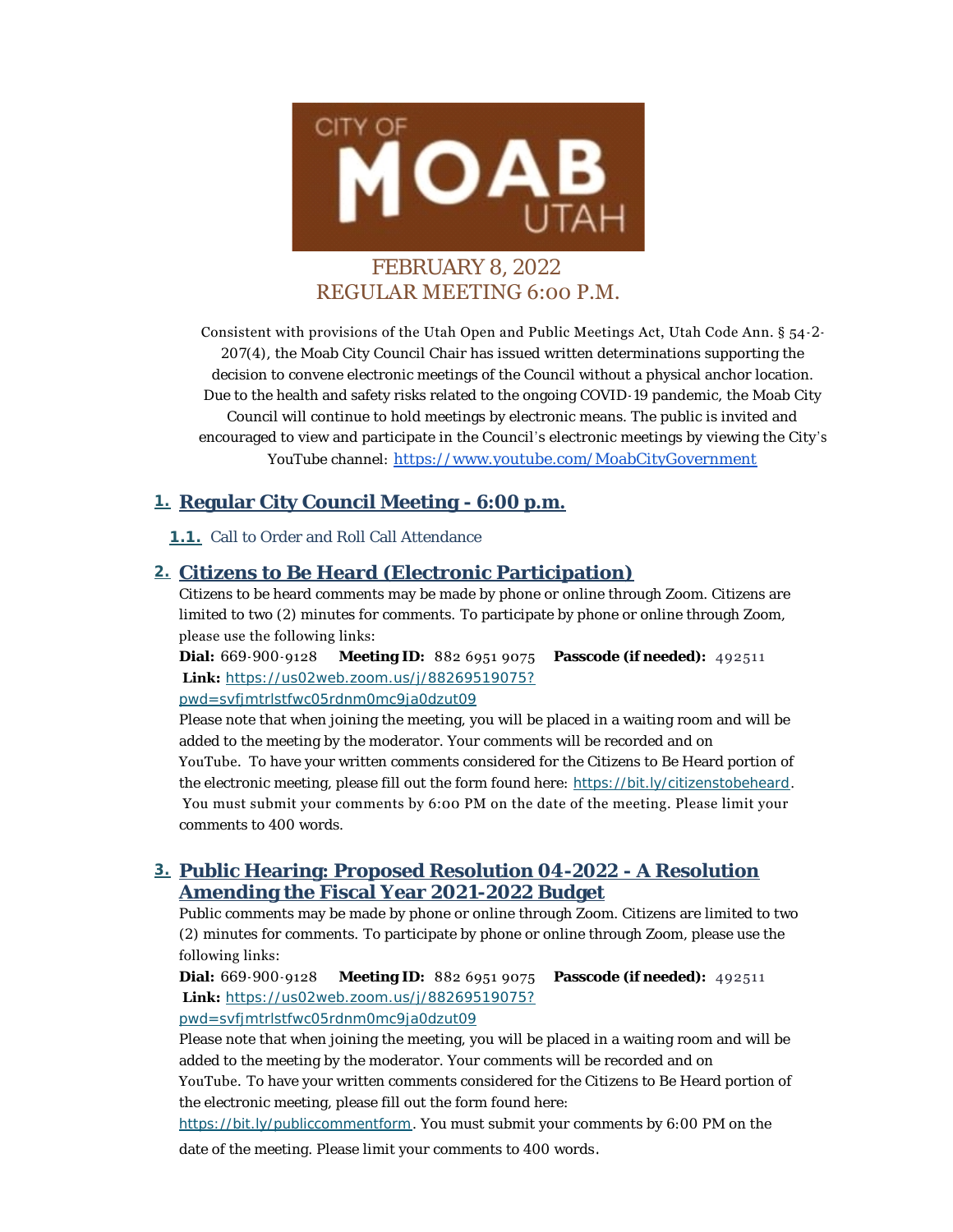CITY OF MOAB UTAH

FEBRUARY 8, 2022
REGULAR MEETING 6:00 P.M.

Consistent with provisions of the Utah Open and Public Meetings Act, Utah Code Ann. § 54-2-207(4), the Moab City Council Chair has issued written determinations supporting the decision to convene electronic meetings of the Council without a physical anchor location. Due to the health and safety risks related to the ongoing COVID-19 pandemic, the Moab City Council will continue to hold meetings by electronic means. The public is invited and encouraged to view and participate in the Council's electronic meetings by viewing the City's YouTube channel: https://www.youtube.com/MoabCityGovernment

## 1. Regular City Council Meeting - 6:00 p.m.

**1.1.** Call to Order and Roll Call Attendance

## 2. Citizens to Be Heard (Electronic Participation)

Citizens to be heard comments may be made by phone or online through Zoom. Citizens are limited to two (2) minutes for comments. To participate by phone or online through Zoom, please use the following links:

**Dial:** 669-900-9128 **Meeting ID:** 882 6951 9075 **Passcode (if needed):** 492511
**Link:** https://us02web.zoom.us/j/88269519075?pwd=svfjmtrlstfwc05rdnm0mc9ja0dzut09

Please note that when joining the meeting, you will be placed in a waiting room and will be added to the meeting by the moderator. Your comments will be recorded and on YouTube. To have your written comments considered for the Citizens to Be Heard portion of the electronic meeting, please fill out the form found here: https://bit.ly/citizenstobeheard. You must submit your comments by 6:00 PM on the date of the meeting. Please limit your comments to 400 words.

## 3. Public Hearing: Proposed Resolution 04-2022 - A Resolution Amending the Fiscal Year 2021-2022 Budget

Public comments may be made by phone or online through Zoom. Citizens are limited to two (2) minutes for comments. To participate by phone or online through Zoom, please use the following links:

**Dial:** 669-900-9128 **Meeting ID:** 882 6951 9075 **Passcode (if needed):** 492511
**Link:** https://us02web.zoom.us/j/88269519075?pwd=svfjmtrlstfwc05rdnm0mc9ja0dzut09

Please note that when joining the meeting, you will be placed in a waiting room and will be added to the meeting by the moderator. Your comments will be recorded and on YouTube. To have your written comments considered for the Citizens to Be Heard portion of the electronic meeting, please fill out the form found here: https://bit.ly/publiccommentform. You must submit your comments by 6:00 PM on the date of the meeting. Please limit your comments to 400 words.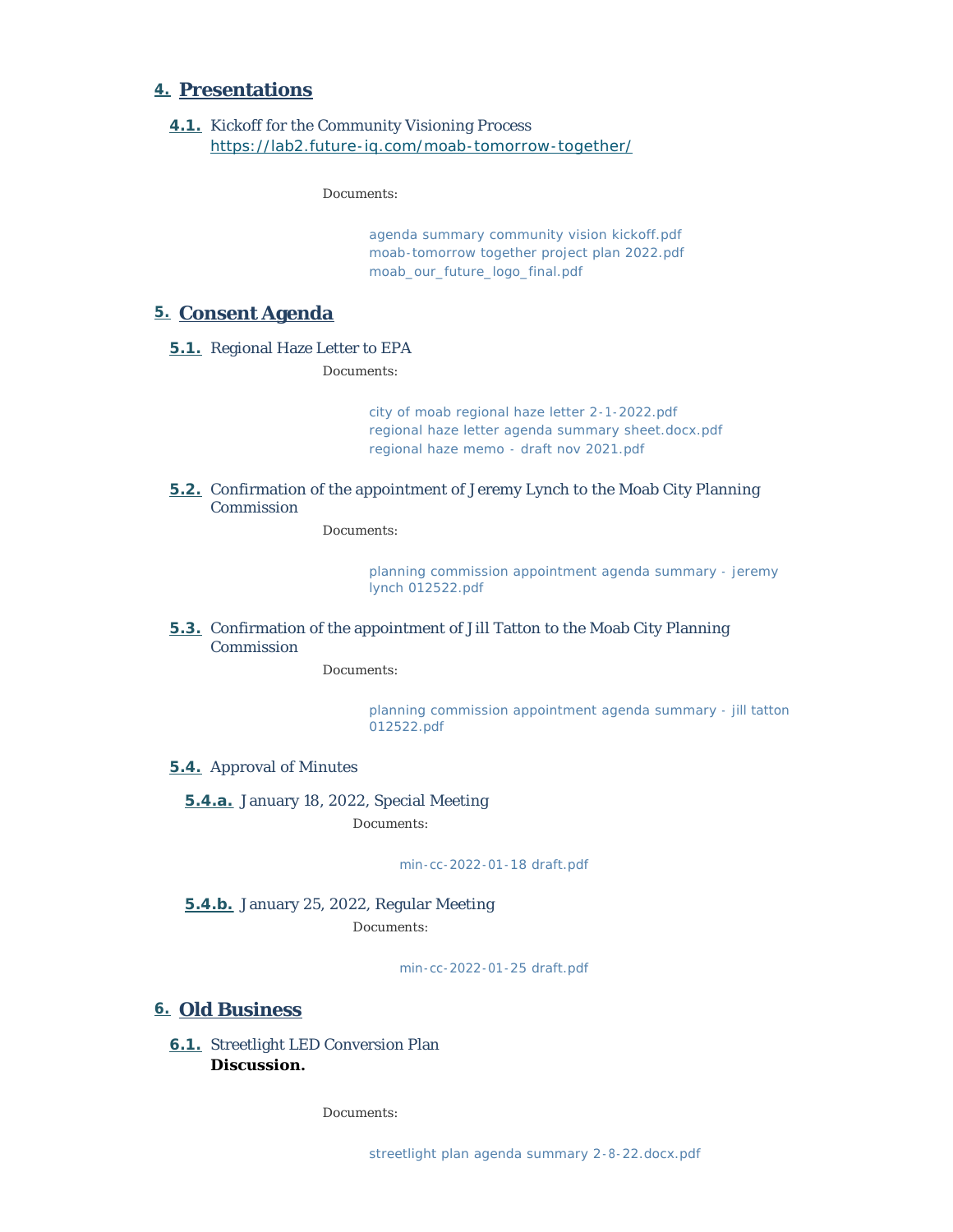## 4. Presentations

### 4.1. Kickoff for the Community Visioning Process
https://lab2.future-iq.com/moab-tomorrow-together/

Documents:

- agenda summary community vision kickoff.pdf
- moab-tomorrow together project plan 2022.pdf
- moab_our_future_logo_final.pdf

## 5. Consent Agenda

### 5.1. Regional Haze Letter to EPA

Documents:

- city of moab regional haze letter 2-1-2022.pdf
- regional haze letter agenda summary sheet.docx.pdf
- regional haze memo - draft nov 2021.pdf

### 5.2. Confirmation of the appointment of Jeremy Lynch to the Moab City Planning Commission

Documents:

- planning commission appointment agenda summary - jeremy lynch 012522.pdf

### 5.3. Confirmation of the appointment of Jill Tatton to the Moab City Planning Commission

Documents:

- planning commission appointment agenda summary - jill tatton 012522.pdf

### 5.4. Approval of Minutes

#### 5.4.a. January 18, 2022, Special Meeting

Documents:

- min-cc-2022-01-18 draft.pdf

#### 5.4.b. January 25, 2022, Regular Meeting

Documents:

- min-cc-2022-01-25 draft.pdf

## 6. Old Business

### 6.1. Streetlight LED Conversion Plan

**Discussion.**

Documents:

- streetlight plan agenda summary 2-8-22.docx.pdf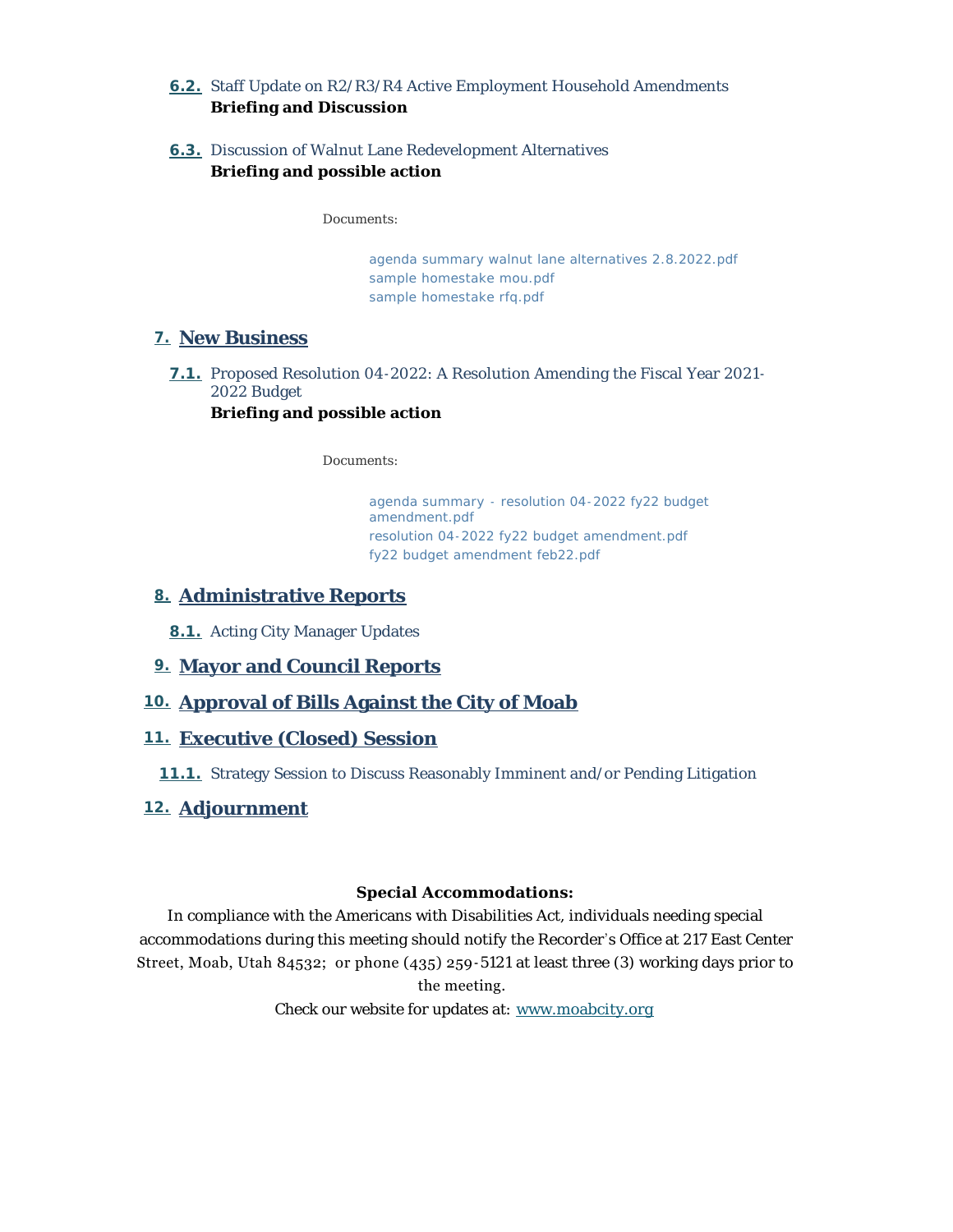**6.2.** Staff Update on R2/R3/R4 Active Employment Household Amendments
**Briefing and Discussion**

**6.3.** Discussion of Walnut Lane Redevelopment Alternatives
**Briefing and possible action**

Documents:

- agenda summary walnut lane alternatives 2.8.2022.pdf
- sample homestake mou.pdf
- sample homestake rfq.pdf

## 7. New Business

**7.1.** Proposed Resolution 04-2022: A Resolution Amending the Fiscal Year 2021-2022 Budget
**Briefing and possible action**

Documents:

- agenda summary - resolution 04-2022 fy22 budget amendment.pdf
- resolution 04-2022 fy22 budget amendment.pdf
- fy22 budget amendment feb22.pdf

## 8. Administrative Reports

**8.1.** Acting City Manager Updates

## 9. Mayor and Council Reports

## 10. Approval of Bills Against the City of Moab

## 11. Executive (Closed) Session

**11.1.** Strategy Session to Discuss Reasonably Imminent and/or Pending Litigation

## 12. Adjournment

**Special Accommodations:**

In compliance with the Americans with Disabilities Act, individuals needing special accommodations during this meeting should notify the Recorder's Office at 217 East Center Street, Moab, Utah 84532; or phone (435) 259-5121 at least three (3) working days prior to the meeting.

Check our website for updates at: www.moabcity.org